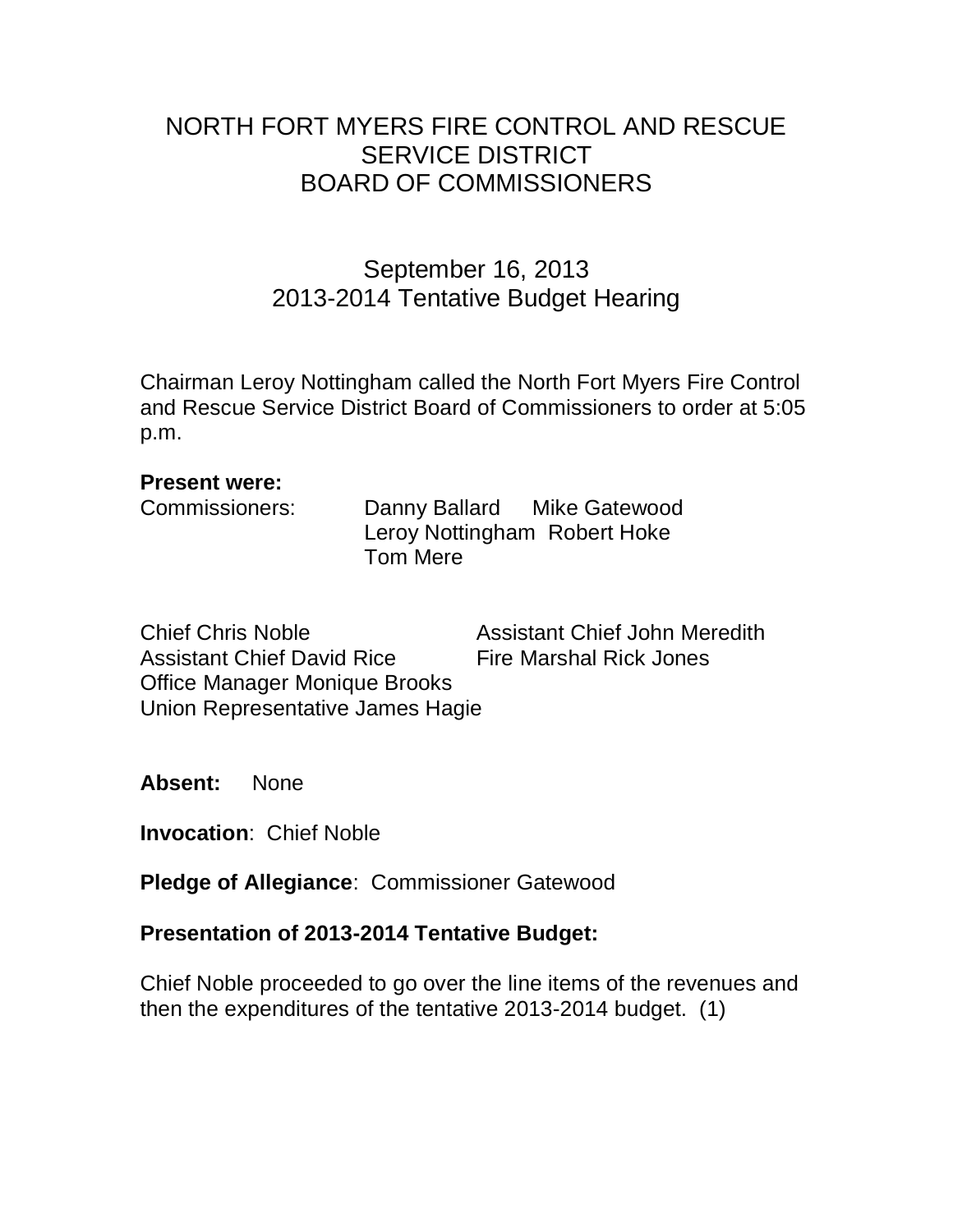# NORTH FORT MYERS FIRE CONTROL AND RESCUE SERVICE DISTRICT BOARD OF COMMISSIONERS

## September 16, 2013
## 2013-2014 Tentative Budget Hearing

Chairman Leroy Nottingham called the North Fort Myers Fire Control and Rescue Service District Board of Commissioners to order at 5:05 p.m.

**Present were:**

Commissioners: Danny Ballard, Mike Gatewood, Leroy Nottingham, Robert Hoke, Tom Mere

Chief Chris Noble
Assistant Chief John Meredith
Assistant Chief David Rice
Fire Marshal Rick Jones
Office Manager Monique Brooks
Union Representative James Hagie

**Absent:** None

**Invocation**: Chief Noble

**Pledge of Allegiance**: Commissioner Gatewood

**Presentation of 2013-2014 Tentative Budget:**

Chief Noble proceeded to go over the line items of the revenues and then the expenditures of the tentative 2013-2014 budget. (1)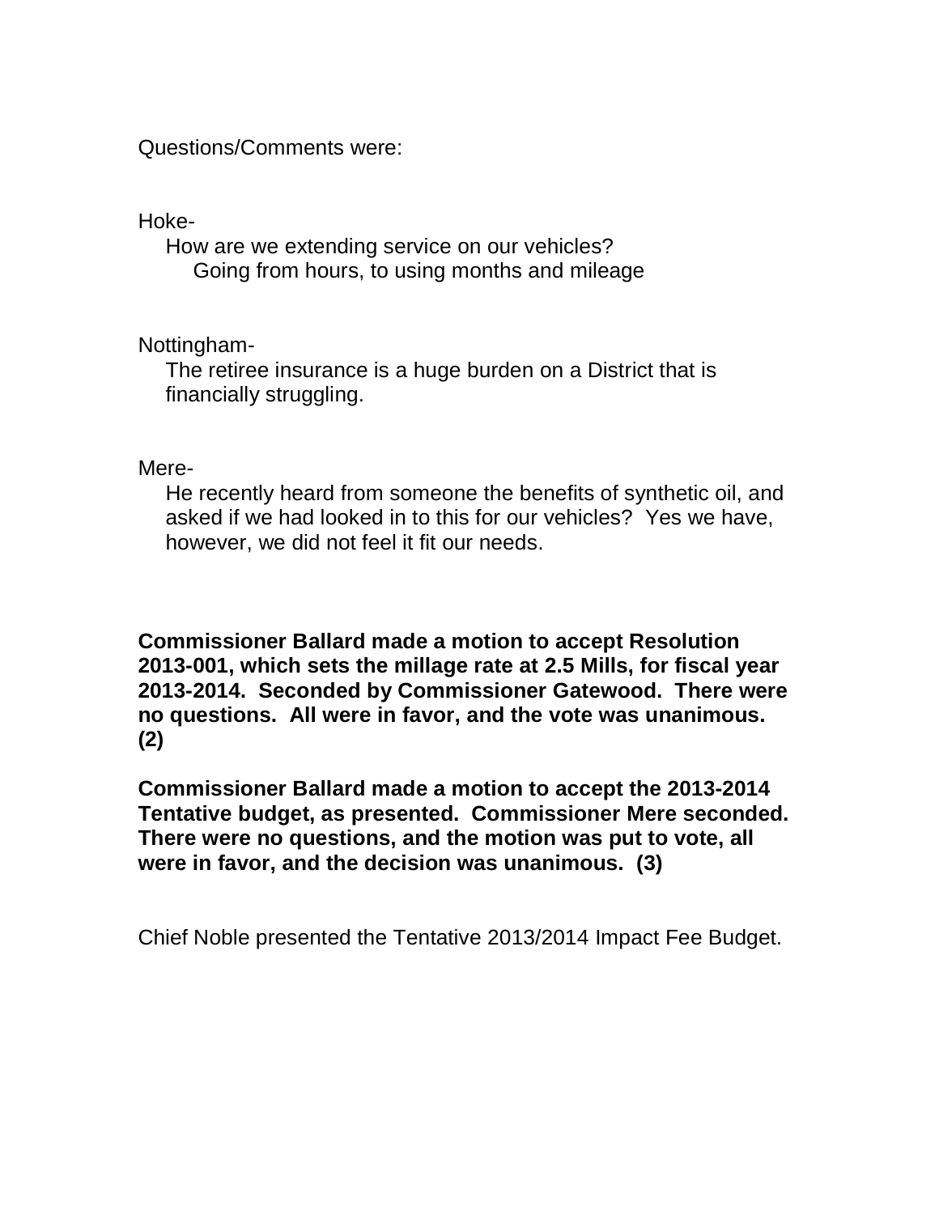Questions/Comments were:

Hoke-

How are we extending service on our vehicles?

Going from hours, to using months and mileage

Nottingham-

The retiree insurance is a huge burden on a District that is financially struggling.

Mere-

He recently heard from someone the benefits of synthetic oil, and asked if we had looked in to this for our vehicles? Yes we have, however, we did not feel it fit our needs.

**Commissioner Ballard made a motion to accept Resolution 2013-001, which sets the millage rate at 2.5 Mills, for fiscal year 2013-2014. Seconded by Commissioner Gatewood. There were no questions. All were in favor, and the vote was unanimous. (2)**

**Commissioner Ballard made a motion to accept the 2013-2014 Tentative budget, as presented. Commissioner Mere seconded. There were no questions, and the motion was put to vote, all were in favor, and the decision was unanimous. (3)**

Chief Noble presented the Tentative 2013/2014 Impact Fee Budget.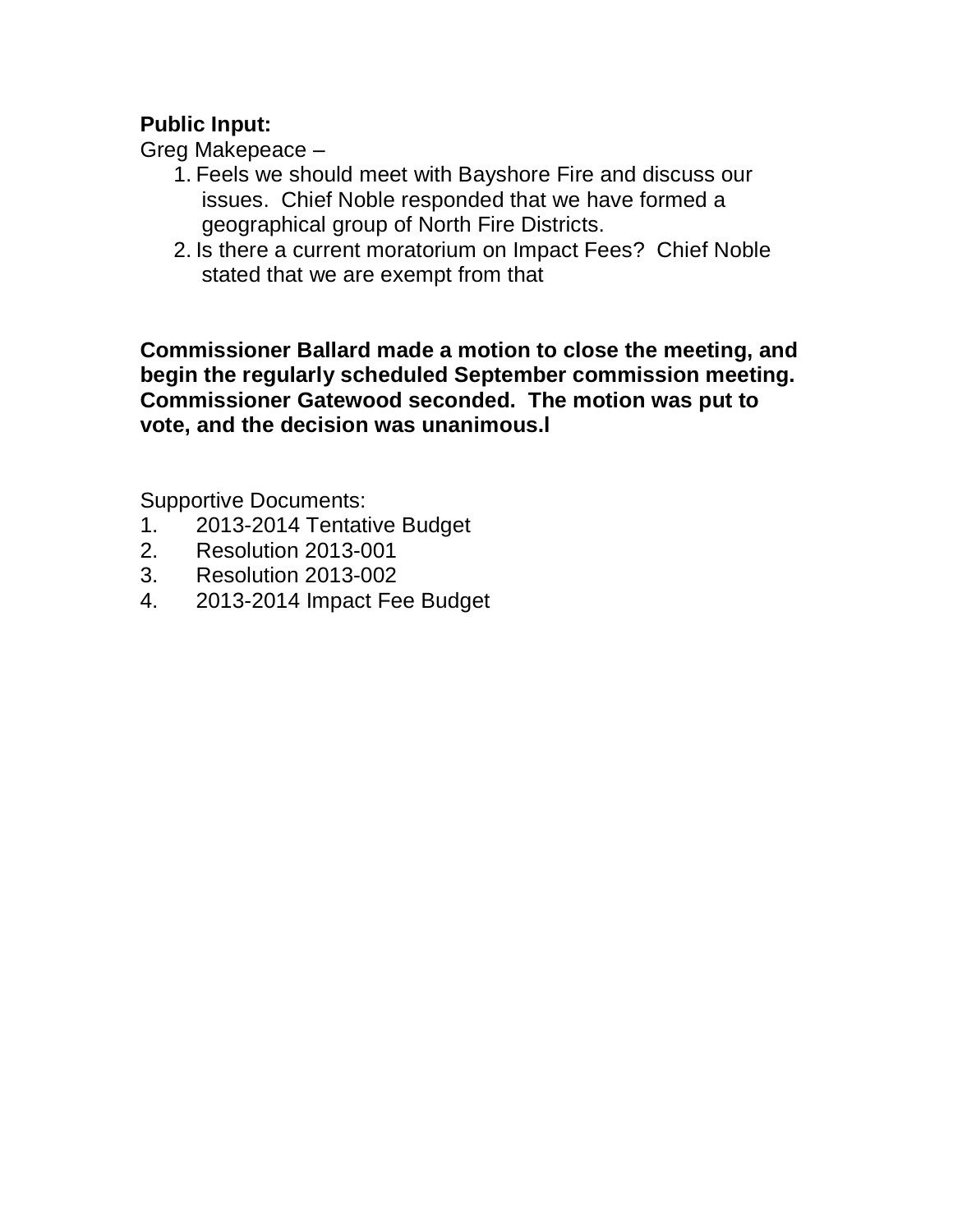**Public Input:**

Greg Makepeace –

1. Feels we should meet with Bayshore Fire and discuss our issues. Chief Noble responded that we have formed a geographical group of North Fire Districts.
2. Is there a current moratorium on Impact Fees? Chief Noble stated that we are exempt from that

**Commissioner Ballard made a motion to close the meeting, and begin the regularly scheduled September commission meeting. Commissioner Gatewood seconded. The motion was put to vote, and the decision was unanimous.l**

Supportive Documents:

1. 2013-2014 Tentative Budget
2. Resolution 2013-001
3. Resolution 2013-002
4. 2013-2014 Impact Fee Budget